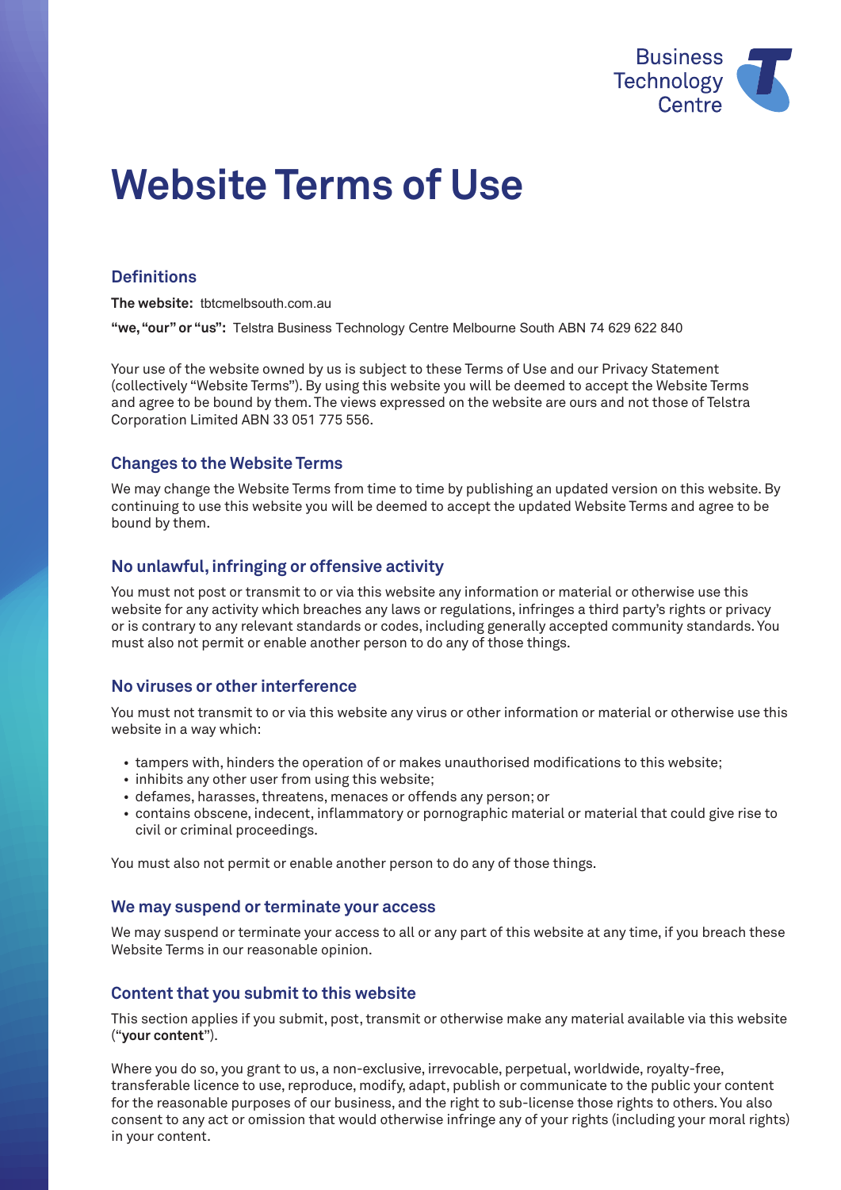Business Technology Centre

# Website Terms of Use

## Definitions

**The website:** tbtcmelbsouth.com.au

**"we, "our" or "us":** Telstra Business Technology Centre Melbourne South ABN 74 629 622 840

Your use of the website owned by us is subject to these Terms of Use and our Privacy Statement (collectively "Website Terms"). By using this website you will be deemed to accept the Website Terms and agree to be bound by them. The views expressed on the website are ours and not those of Telstra Corporation Limited ABN 33 051 775 556.

## Changes to the Website Terms

We may change the Website Terms from time to time by publishing an updated version on this website. By continuing to use this website you will be deemed to accept the updated Website Terms and agree to be bound by them.

## No unlawful, infringing or offensive activity

You must not post or transmit to or via this website any information or material or otherwise use this website for any activity which breaches any laws or regulations, infringes a third party's rights or privacy or is contrary to any relevant standards or codes, including generally accepted community standards. You must also not permit or enable another person to do any of those things.

## No viruses or other interference

You must not transmit to or via this website any virus or other information or material or otherwise use this website in a way which:

- tampers with, hinders the operation of or makes unauthorised modifications to this website;
- inhibits any other user from using this website;
- defames, harasses, threatens, menaces or offends any person; or
- contains obscene, indecent, inflammatory or pornographic material or material that could give rise to civil or criminal proceedings.

You must also not permit or enable another person to do any of those things.

## We may suspend or terminate your access

We may suspend or terminate your access to all or any part of this website at any time, if you breach these Website Terms in our reasonable opinion.

## Content that you submit to this website

This section applies if you submit, post, transmit or otherwise make any material available via this website ("**your content**").

Where you do so, you grant to us, a non-exclusive, irrevocable, perpetual, worldwide, royalty-free, transferable licence to use, reproduce, modify, adapt, publish or communicate to the public your content for the reasonable purposes of our business, and the right to sub-license those rights to others. You also consent to any act or omission that would otherwise infringe any of your rights (including your moral rights) in your content.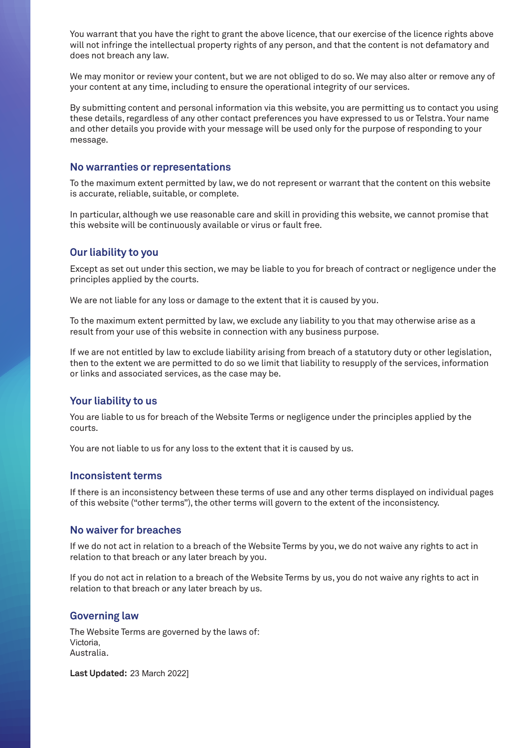You warrant that you have the right to grant the above licence, that our exercise of the licence rights above will not infringe the intellectual property rights of any person, and that the content is not defamatory and does not breach any law.

We may monitor or review your content, but we are not obliged to do so. We may also alter or remove any of your content at any time, including to ensure the operational integrity of our services.

By submitting content and personal information via this website, you are permitting us to contact you using these details, regardless of any other contact preferences you have expressed to us or Telstra. Your name and other details you provide with your message will be used only for the purpose of responding to your message.

## No warranties or representations

To the maximum extent permitted by law, we do not represent or warrant that the content on this website is accurate, reliable, suitable, or complete.

In particular, although we use reasonable care and skill in providing this website, we cannot promise that this website will be continuously available or virus or fault free.

## Our liability to you

Except as set out under this section, we may be liable to you for breach of contract or negligence under the principles applied by the courts.

We are not liable for any loss or damage to the extent that it is caused by you.

To the maximum extent permitted by law, we exclude any liability to you that may otherwise arise as a result from your use of this website in connection with any business purpose.

If we are not entitled by law to exclude liability arising from breach of a statutory duty or other legislation, then to the extent we are permitted to do so we limit that liability to resupply of the services, information or links and associated services, as the case may be.

## Your liability to us

You are liable to us for breach of the Website Terms or negligence under the principles applied by the courts.

You are not liable to us for any loss to the extent that it is caused by us.

## Inconsistent terms

If there is an inconsistency between these terms of use and any other terms displayed on individual pages of this website ("other terms"), the other terms will govern to the extent of the inconsistency.

## No waiver for breaches

If we do not act in relation to a breach of the Website Terms by you, we do not waive any rights to act in relation to that breach or any later breach by you.

If you do not act in relation to a breach of the Website Terms by us, you do not waive any rights to act in relation to that breach or any later breach by us.

## Governing law

The Website Terms are governed by the laws of:
Victoria,
Australia.

**Last Updated:** 23 March 2022]